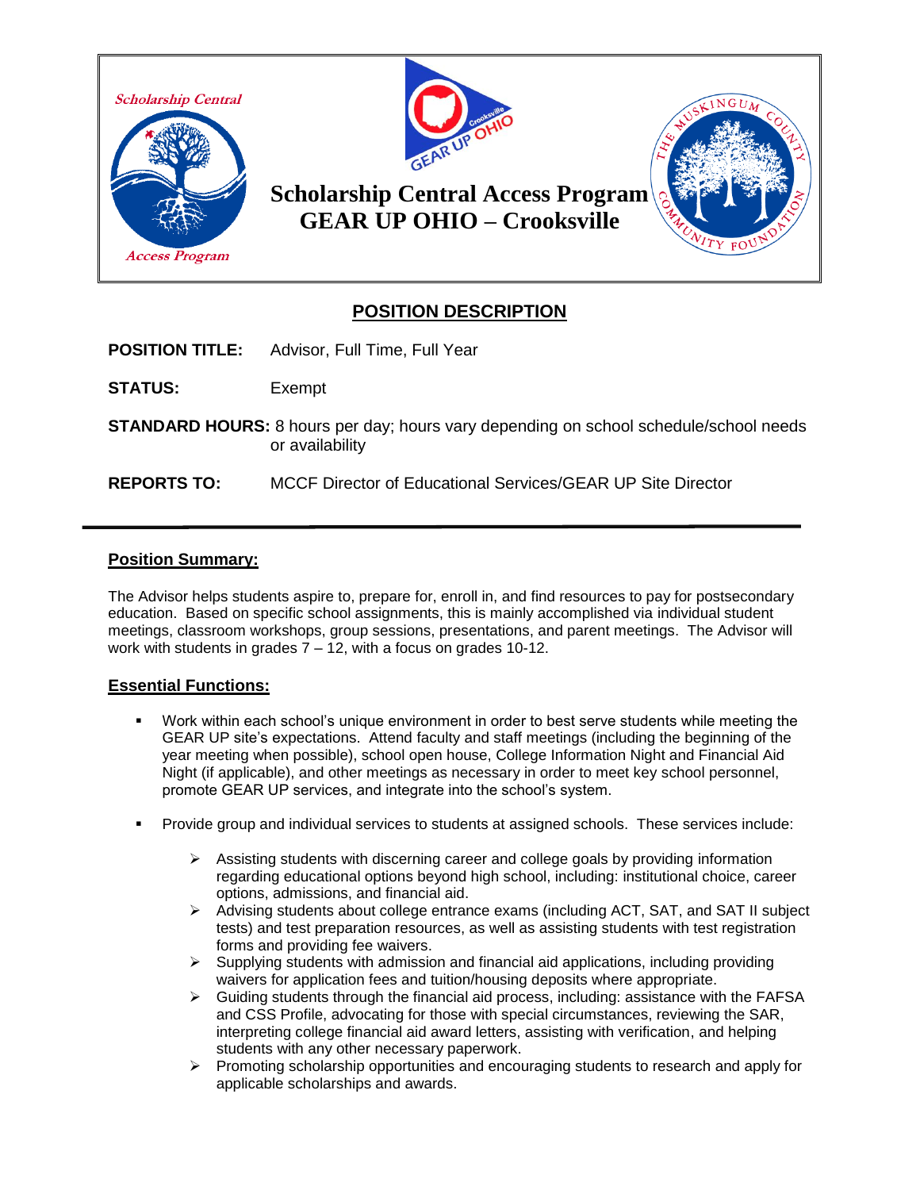# Scholarship Central Access Program
# GEAR UP OHIO – Crooksville

## POSITION DESCRIPTION

**POSITION TITLE:** Advisor, Full Time, Full Year

**STATUS:** Exempt

**STANDARD HOURS:** 8 hours per day; hours vary depending on school schedule/school needs or availability

**REPORTS TO:** MCCF Director of Educational Services/GEAR UP Site Director

---

### Position Summary:

The Advisor helps students aspire to, prepare for, enroll in, and find resources to pay for postsecondary education. Based on specific school assignments, this is mainly accomplished via individual student meetings, classroom workshops, group sessions, presentations, and parent meetings. The Advisor will work with students in grades 7 – 12, with a focus on grades 10-12.

### Essential Functions:

- Work within each school's unique environment in order to best serve students while meeting the GEAR UP site's expectations. Attend faculty and staff meetings (including the beginning of the year meeting when possible), school open house, College Information Night and Financial Aid Night (if applicable), and other meetings as necessary in order to meet key school personnel, promote GEAR UP services, and integrate into the school's system.

- Provide group and individual services to students at assigned schools. These services include:

  - Assisting students with discerning career and college goals by providing information regarding educational options beyond high school, including: institutional choice, career options, admissions, and financial aid.
  - Advising students about college entrance exams (including ACT, SAT, and SAT II subject tests) and test preparation resources, as well as assisting students with test registration forms and providing fee waivers.
  - Supplying students with admission and financial aid applications, including providing waivers for application fees and tuition/housing deposits where appropriate.
  - Guiding students through the financial aid process, including: assistance with the FAFSA and CSS Profile, advocating for those with special circumstances, reviewing the SAR, interpreting college financial aid award letters, assisting with verification, and helping students with any other necessary paperwork.
  - Promoting scholarship opportunities and encouraging students to research and apply for applicable scholarships and awards.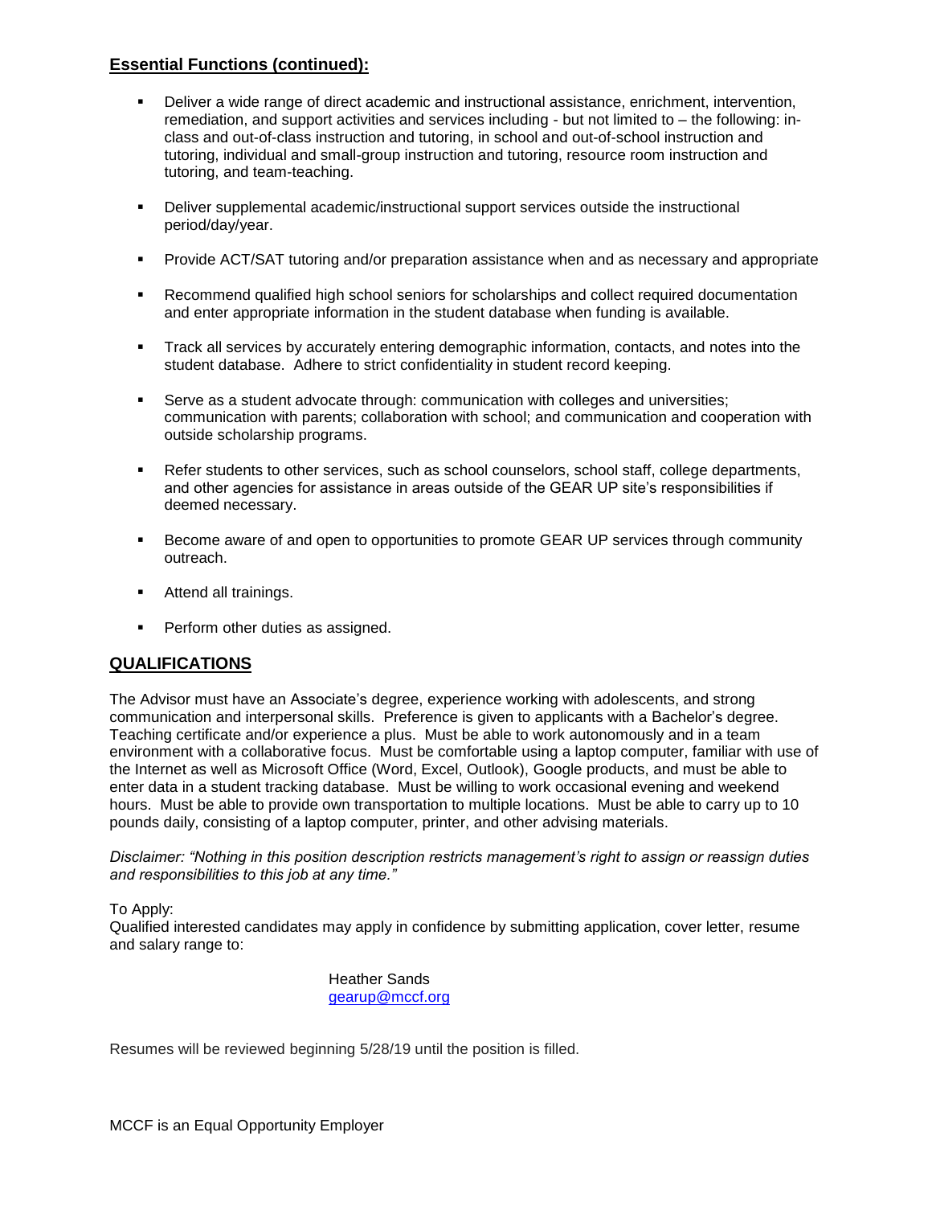## Essential Functions (continued):

- Deliver a wide range of direct academic and instructional assistance, enrichment, intervention, remediation, and support activities and services including - but not limited to – the following: in-class and out-of-class instruction and tutoring, in school and out-of-school instruction and tutoring, individual and small-group instruction and tutoring, resource room instruction and tutoring, and team-teaching.
- Deliver supplemental academic/instructional support services outside the instructional period/day/year.
- Provide ACT/SAT tutoring and/or preparation assistance when and as necessary and appropriate
- Recommend qualified high school seniors for scholarships and collect required documentation and enter appropriate information in the student database when funding is available.
- Track all services by accurately entering demographic information, contacts, and notes into the student database. Adhere to strict confidentiality in student record keeping.
- Serve as a student advocate through: communication with colleges and universities; communication with parents; collaboration with school; and communication and cooperation with outside scholarship programs.
- Refer students to other services, such as school counselors, school staff, college departments, and other agencies for assistance in areas outside of the GEAR UP site's responsibilities if deemed necessary.
- Become aware of and open to opportunities to promote GEAR UP services through community outreach.
- Attend all trainings.
- Perform other duties as assigned.

## QUALIFICATIONS

The Advisor must have an Associate's degree, experience working with adolescents, and strong communication and interpersonal skills. Preference is given to applicants with a Bachelor's degree. Teaching certificate and/or experience a plus. Must be able to work autonomously and in a team environment with a collaborative focus. Must be comfortable using a laptop computer, familiar with use of the Internet as well as Microsoft Office (Word, Excel, Outlook), Google products, and must be able to enter data in a student tracking database. Must be willing to work occasional evening and weekend hours. Must be able to provide own transportation to multiple locations. Must be able to carry up to 10 pounds daily, consisting of a laptop computer, printer, and other advising materials.

*Disclaimer: "Nothing in this position description restricts management's right to assign or reassign duties and responsibilities to this job at any time."*

To Apply:
Qualified interested candidates may apply in confidence by submitting application, cover letter, resume and salary range to:

Heather Sands
gearup@mccf.org

Resumes will be reviewed beginning 5/28/19 until the position is filled.

MCCF is an Equal Opportunity Employer